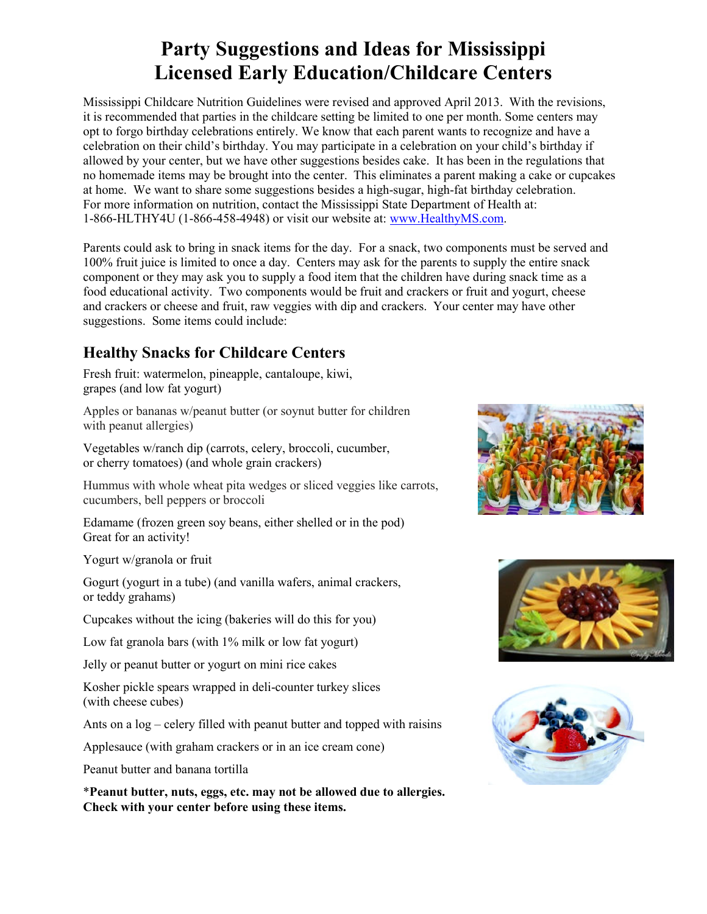# Party Suggestions and Ideas for Mississippi Licensed Early Education/Childcare Centers

Mississippi Childcare Nutrition Guidelines were revised and approved April 2013. With the revisions, it is recommended that parties in the childcare setting be limited to one per month. Some centers may opt to forgo birthday celebrations entirely. We know that each parent wants to recognize and have a celebration on their child's birthday. You may participate in a celebration on your child's birthday if allowed by your center, but we have other suggestions besides cake. It has been in the regulations that no homemade items may be brought into the center. This eliminates a parent making a cake or cupcakes at home. We want to share some suggestions besides a high-sugar, high-fat birthday celebration. For more information on nutrition, contact the Mississippi State Department of Health at: 1-866-HLTHY4U (1-866-458-4948) or visit our website at: www.HealthyMS.com.

Parents could ask to bring in snack items for the day. For a snack, two components must be served and 100% fruit juice is limited to once a day. Centers may ask for the parents to supply the entire snack component or they may ask you to supply a food item that the children have during snack time as a food educational activity. Two components would be fruit and crackers or fruit and yogurt, cheese and crackers or cheese and fruit, raw veggies with dip and crackers. Your center may have other suggestions. Some items could include:

## Healthy Snacks for Childcare Centers

Fresh fruit: watermelon, pineapple, cantaloupe, kiwi, grapes (and low fat yogurt)

Apples or bananas w/peanut butter (or soynut butter for children with peanut allergies)

Vegetables w/ranch dip (carrots, celery, broccoli, cucumber, or cherry tomatoes) (and whole grain crackers)

Hummus with whole wheat pita wedges or sliced veggies like carrots, cucumbers, bell peppers or broccoli

Edamame (frozen green soy beans, either shelled or in the pod) Great for an activity!

Yogurt w/granola or fruit

Gogurt (yogurt in a tube) (and vanilla wafers, animal crackers, or teddy grahams)

Cupcakes without the icing (bakeries will do this for you)

Low fat granola bars (with 1% milk or low fat yogurt)

Jelly or peanut butter or yogurt on mini rice cakes

Kosher pickle spears wrapped in deli-counter turkey slices (with cheese cubes)

Ants on a log – celery filled with peanut butter and topped with raisins

Applesauce (with graham crackers or in an ice cream cone)

Peanut butter and banana tortilla

*__Peanut butter, nuts, eggs, etc. may not be allowed due to allergies. Check with your center before using these items.__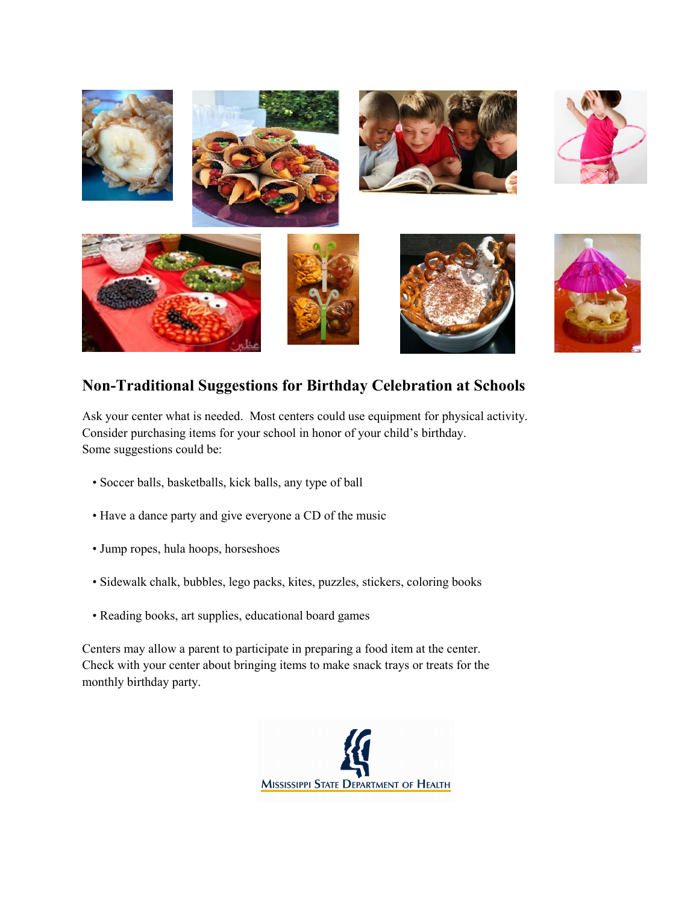## Non-Traditional Suggestions for Birthday Celebration at Schools

Ask your center what is needed. Most centers could use equipment for physical activity. Consider purchasing items for your school in honor of your child's birthday. Some suggestions could be:

- Soccer balls, basketballs, kick balls, any type of ball
- Have a dance party and give everyone a CD of the music
- Jump ropes, hula hoops, horseshoes
- Sidewalk chalk, bubbles, lego packs, kites, puzzles, stickers, coloring books
- Reading books, art supplies, educational board games

Centers may allow a parent to participate in preparing a food item at the center. Check with your center about bringing items to make snack trays or treats for the monthly birthday party.

Mississippi State Department of Health